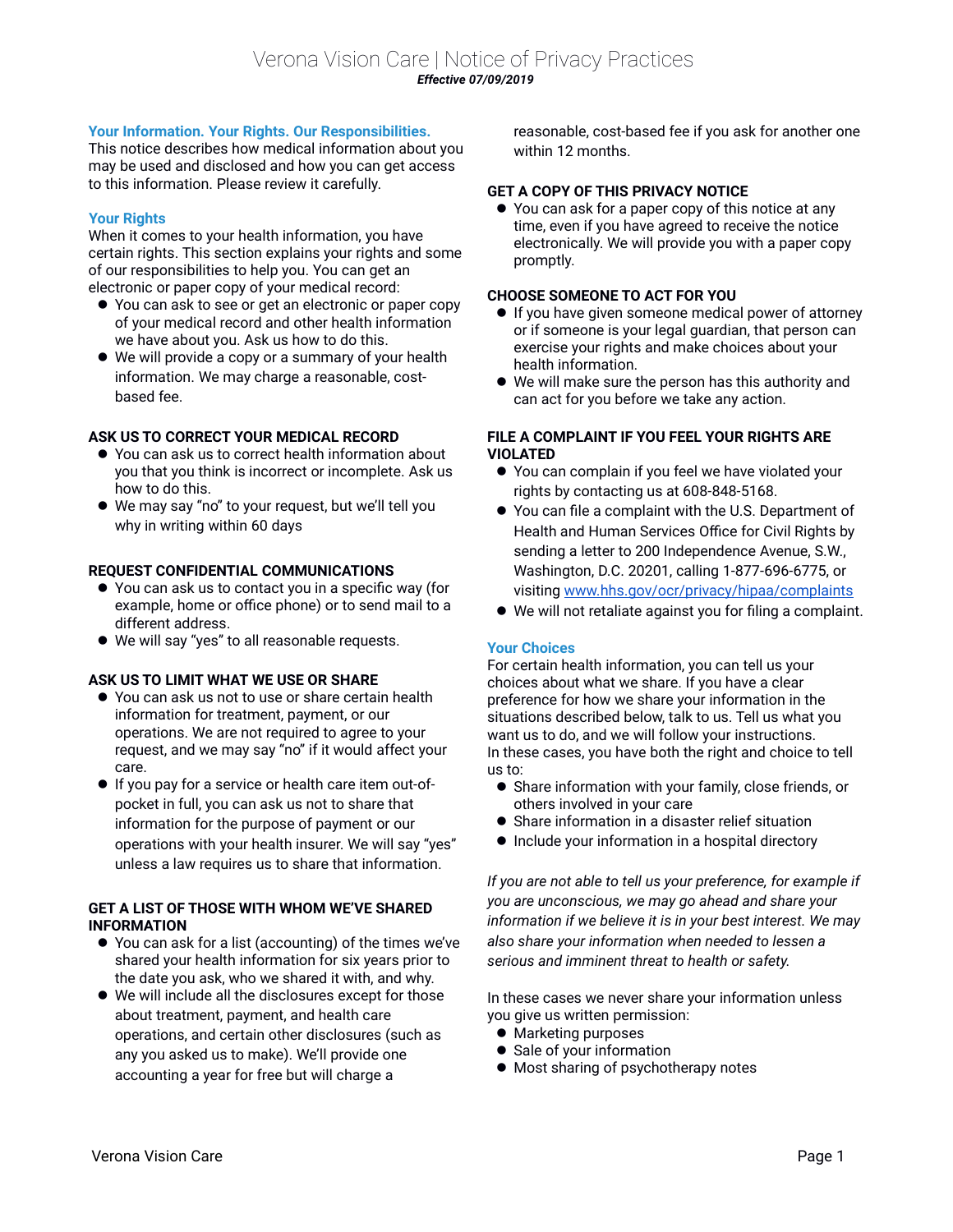# Verona Vision Care | Notice of Privacy Practices

***Effective 07/09/2019***

## Your Information. Your Rights. Our Responsibilities.

This notice describes how medical information about you may be used and disclosed and how you can get access to this information. Please review it carefully.

## Your Rights

When it comes to your health information, you have certain rights. This section explains your rights and some of our responsibilities to help you. You can get an electronic or paper copy of your medical record:

- You can ask to see or get an electronic or paper copy of your medical record and other health information we have about you. Ask us how to do this.
- We will provide a copy or a summary of your health information. We may charge a reasonable, cost-based fee.

### ASK US TO CORRECT YOUR MEDICAL RECORD

- You can ask us to correct health information about you that you think is incorrect or incomplete. Ask us how to do this.
- We may say "no" to your request, but we'll tell you why in writing within 60 days

### REQUEST CONFIDENTIAL COMMUNICATIONS

- You can ask us to contact you in a specific way (for example, home or office phone) or to send mail to a different address.
- We will say "yes" to all reasonable requests.

### ASK US TO LIMIT WHAT WE USE OR SHARE

- You can ask us not to use or share certain health information for treatment, payment, or our operations. We are not required to agree to your request, and we may say "no" if it would affect your care.
- If you pay for a service or health care item out-of-pocket in full, you can ask us not to share that information for the purpose of payment or our operations with your health insurer. We will say "yes" unless a law requires us to share that information.

### GET A LIST OF THOSE WITH WHOM WE'VE SHARED INFORMATION

- You can ask for a list (accounting) of the times we've shared your health information for six years prior to the date you ask, who we shared it with, and why.
- We will include all the disclosures except for those about treatment, payment, and health care operations, and certain other disclosures (such as any you asked us to make). We'll provide one accounting a year for free but will charge a reasonable, cost-based fee if you ask for another one within 12 months.

### GET A COPY OF THIS PRIVACY NOTICE

- You can ask for a paper copy of this notice at any time, even if you have agreed to receive the notice electronically. We will provide you with a paper copy promptly.

### CHOOSE SOMEONE TO ACT FOR YOU

- If you have given someone medical power of attorney or if someone is your legal guardian, that person can exercise your rights and make choices about your health information.
- We will make sure the person has this authority and can act for you before we take any action.

### FILE A COMPLAINT IF YOU FEEL YOUR RIGHTS ARE VIOLATED

- You can complain if you feel we have violated your rights by contacting us at 608-848-5168.
- You can file a complaint with the U.S. Department of Health and Human Services Office for Civil Rights by sending a letter to 200 Independence Avenue, S.W., Washington, D.C. 20201, calling 1-877-696-6775, or visiting [www.hhs.gov/ocr/privacy/hipaa/complaints](http://www.hhs.gov/ocr/privacy/hipaa/complaints)
- We will not retaliate against you for filing a complaint.

## Your Choices

For certain health information, you can tell us your choices about what we share. If you have a clear preference for how we share your information in the situations described below, talk to us. Tell us what you want us to do, and we will follow your instructions.
In these cases, you have both the right and choice to tell us to:

- Share information with your family, close friends, or others involved in your care
- Share information in a disaster relief situation
- Include your information in a hospital directory

*If you are not able to tell us your preference, for example if you are unconscious, we may go ahead and share your information if we believe it is in your best interest. We may also share your information when needed to lessen a serious and imminent threat to health or safety.*

In these cases we never share your information unless you give us written permission:

- Marketing purposes
- Sale of your information
- Most sharing of psychotherapy notes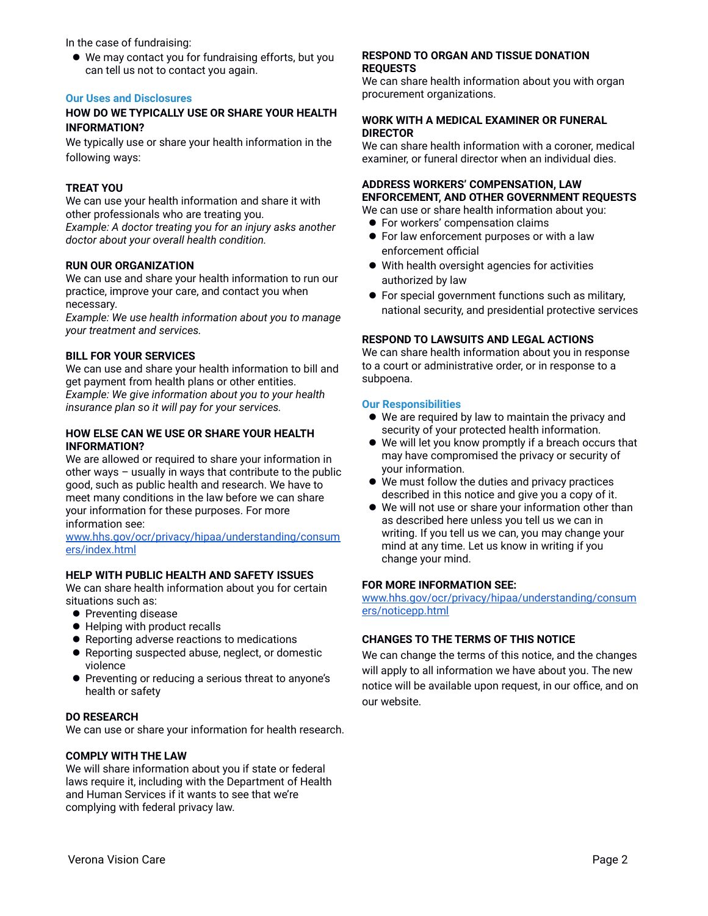In the case of fundraising:

- We may contact you for fundraising efforts, but you can tell us not to contact you again.

## Our Uses and Disclosures

### HOW DO WE TYPICALLY USE OR SHARE YOUR HEALTH INFORMATION?

We typically use or share your health information in the following ways:

**TREAT YOU**

We can use your health information and share it with other professionals who are treating you.
*Example: A doctor treating you for an injury asks another doctor about your overall health condition.*

**RUN OUR ORGANIZATION**

We can use and share your health information to run our practice, improve your care, and contact you when necessary.
*Example: We use health information about you to manage your treatment and services.*

**BILL FOR YOUR SERVICES**

We can use and share your health information to bill and get payment from health plans or other entities.
*Example: We give information about you to your health insurance plan so it will pay for your services.*

### HOW ELSE CAN WE USE OR SHARE YOUR HEALTH INFORMATION?

We are allowed or required to share your information in other ways – usually in ways that contribute to the public good, such as public health and research. We have to meet many conditions in the law before we can share your information for these purposes. For more information see: [www.hhs.gov/ocr/privacy/hipaa/understanding/consumers/index.html](www.hhs.gov/ocr/privacy/hipaa/understanding/consumers/index.html)

**HELP WITH PUBLIC HEALTH AND SAFETY ISSUES**

We can share health information about you for certain situations such as:

- Preventing disease
- Helping with product recalls
- Reporting adverse reactions to medications
- Reporting suspected abuse, neglect, or domestic violence
- Preventing or reducing a serious threat to anyone's health or safety

**DO RESEARCH**

We can use or share your information for health research.

**COMPLY WITH THE LAW**

We will share information about you if state or federal laws require it, including with the Department of Health and Human Services if it wants to see that we're complying with federal privacy law.

**RESPOND TO ORGAN AND TISSUE DONATION REQUESTS**

We can share health information about you with organ procurement organizations.

**WORK WITH A MEDICAL EXAMINER OR FUNERAL DIRECTOR**

We can share health information with a coroner, medical examiner, or funeral director when an individual dies.

**ADDRESS WORKERS' COMPENSATION, LAW ENFORCEMENT, AND OTHER GOVERNMENT REQUESTS**

We can use or share health information about you:

- For workers' compensation claims
- For law enforcement purposes or with a law enforcement official
- With health oversight agencies for activities authorized by law
- For special government functions such as military, national security, and presidential protective services

**RESPOND TO LAWSUITS AND LEGAL ACTIONS**

We can share health information about you in response to a court or administrative order, or in response to a subpoena.

## Our Responsibilities

- We are required by law to maintain the privacy and security of your protected health information.
- We will let you know promptly if a breach occurs that may have compromised the privacy or security of your information.
- We must follow the duties and privacy practices described in this notice and give you a copy of it.
- We will not use or share your information other than as described here unless you tell us we can in writing. If you tell us we can, you may change your mind at any time. Let us know in writing if you change your mind.

**FOR MORE INFORMATION SEE:**
[www.hhs.gov/ocr/privacy/hipaa/understanding/consumers/noticepp.html](www.hhs.gov/ocr/privacy/hipaa/understanding/consumers/noticepp.html)

**CHANGES TO THE TERMS OF THIS NOTICE**

We can change the terms of this notice, and the changes will apply to all information we have about you. The new notice will be available upon request, in our office, and on our website.